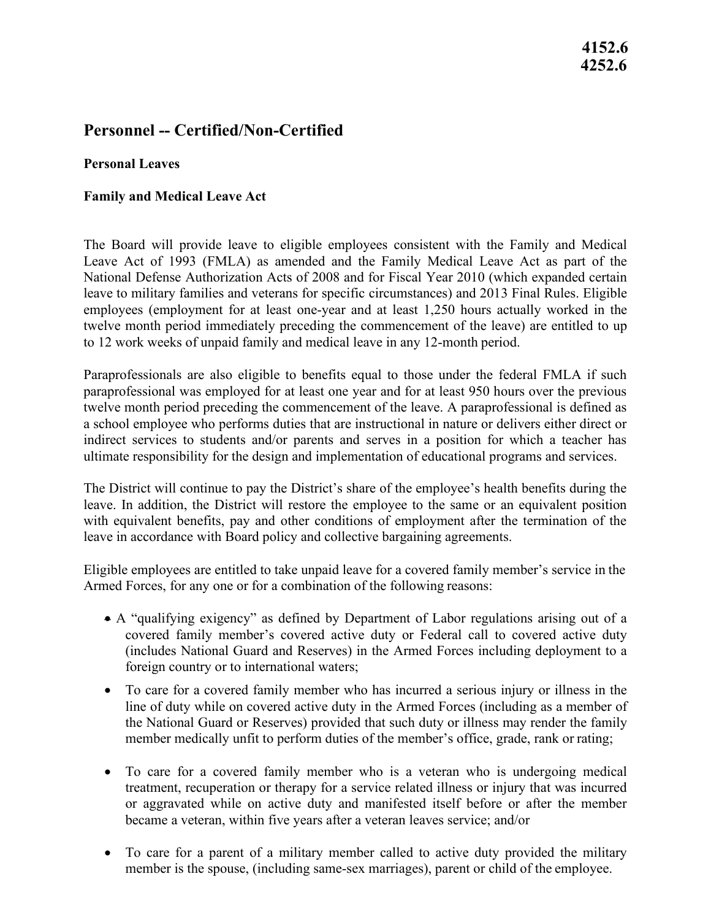**4152.6**
**4252.6**

## Personnel -- Certified/Non-Certified

**Personal Leaves**

**Family and Medical Leave Act**

The Board will provide leave to eligible employees consistent with the Family and Medical Leave Act of 1993 (FMLA) as amended and the Family Medical Leave Act as part of the National Defense Authorization Acts of 2008 and for Fiscal Year 2010 (which expanded certain leave to military families and veterans for specific circumstances) and 2013 Final Rules. Eligible employees (employment for at least one-year and at least 1,250 hours actually worked in the twelve month period immediately preceding the commencement of the leave) are entitled to up to 12 work weeks of unpaid family and medical leave in any 12-month period.

Paraprofessionals are also eligible to benefits equal to those under the federal FMLA if such paraprofessional was employed for at least one year and for at least 950 hours over the previous twelve month period preceding the commencement of the leave. A paraprofessional is defined as a school employee who performs duties that are instructional in nature or delivers either direct or indirect services to students and/or parents and serves in a position for which a teacher has ultimate responsibility for the design and implementation of educational programs and services.

The District will continue to pay the District's share of the employee's health benefits during the leave. In addition, the District will restore the employee to the same or an equivalent position with equivalent benefits, pay and other conditions of employment after the termination of the leave in accordance with Board policy and collective bargaining agreements.

Eligible employees are entitled to take unpaid leave for a covered family member's service in the Armed Forces, for any one or for a combination of the following reasons:

- A "qualifying exigency" as defined by Department of Labor regulations arising out of a covered family member's covered active duty or Federal call to covered active duty (includes National Guard and Reserves) in the Armed Forces including deployment to a foreign country or to international waters;
- To care for a covered family member who has incurred a serious injury or illness in the line of duty while on covered active duty in the Armed Forces (including as a member of the National Guard or Reserves) provided that such duty or illness may render the family member medically unfit to perform duties of the member's office, grade, rank or rating;
- To care for a covered family member who is a veteran who is undergoing medical treatment, recuperation or therapy for a service related illness or injury that was incurred or aggravated while on active duty and manifested itself before or after the member became a veteran, within five years after a veteran leaves service; and/or
- To care for a parent of a military member called to active duty provided the military member is the spouse, (including same-sex marriages), parent or child of the employee.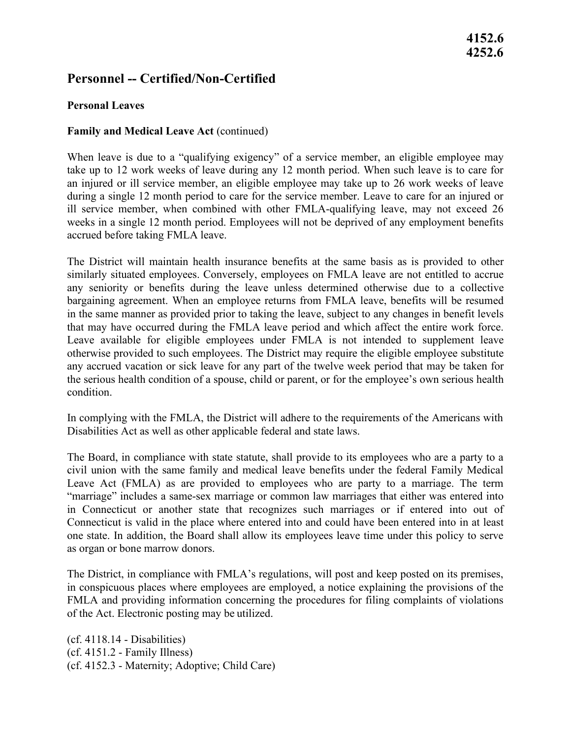**4152.6**
**4252.6**

# Personnel -- Certified/Non-Certified

## Personal Leaves

**Family and Medical Leave Act** (continued)

When leave is due to a "qualifying exigency" of a service member, an eligible employee may take up to 12 work weeks of leave during any 12 month period. When such leave is to care for an injured or ill service member, an eligible employee may take up to 26 work weeks of leave during a single 12 month period to care for the service member. Leave to care for an injured or ill service member, when combined with other FMLA-qualifying leave, may not exceed 26 weeks in a single 12 month period. Employees will not be deprived of any employment benefits accrued before taking FMLA leave.

The District will maintain health insurance benefits at the same basis as is provided to other similarly situated employees. Conversely, employees on FMLA leave are not entitled to accrue any seniority or benefits during the leave unless determined otherwise due to a collective bargaining agreement. When an employee returns from FMLA leave, benefits will be resumed in the same manner as provided prior to taking the leave, subject to any changes in benefit levels that may have occurred during the FMLA leave period and which affect the entire work force. Leave available for eligible employees under FMLA is not intended to supplement leave otherwise provided to such employees. The District may require the eligible employee substitute any accrued vacation or sick leave for any part of the twelve week period that may be taken for the serious health condition of a spouse, child or parent, or for the employee's own serious health condition.

In complying with the FMLA, the District will adhere to the requirements of the Americans with Disabilities Act as well as other applicable federal and state laws.

The Board, in compliance with state statute, shall provide to its employees who are a party to a civil union with the same family and medical leave benefits under the federal Family Medical Leave Act (FMLA) as are provided to employees who are party to a marriage. The term "marriage" includes a same-sex marriage or common law marriages that either was entered into in Connecticut or another state that recognizes such marriages or if entered into out of Connecticut is valid in the place where entered into and could have been entered into in at least one state. In addition, the Board shall allow its employees leave time under this policy to serve as organ or bone marrow donors.

The District, in compliance with FMLA's regulations, will post and keep posted on its premises, in conspicuous places where employees are employed, a notice explaining the provisions of the FMLA and providing information concerning the procedures for filing complaints of violations of the Act. Electronic posting may be utilized.

(cf. 4118.14 - Disabilities)
(cf. 4151.2 - Family Illness)
(cf. 4152.3 - Maternity; Adoptive; Child Care)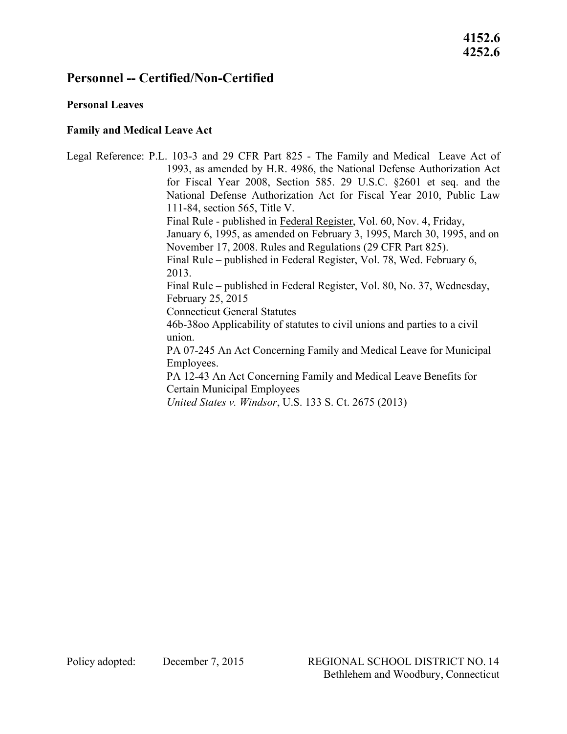**4152.6**
**4252.6**

## Personnel -- Certified/Non-Certified

**Personal Leaves**

**Family and Medical Leave Act**

Legal Reference: P.L. 103-3 and 29 CFR Part 825 - The Family and Medical Leave Act of 1993, as amended by H.R. 4986, the National Defense Authorization Act for Fiscal Year 2008, Section 585. 29 U.S.C. §2601 et seq. and the National Defense Authorization Act for Fiscal Year 2010, Public Law 111-84, section 565, Title V.

Final Rule - published in Federal Register, Vol. 60, Nov. 4, Friday, January 6, 1995, as amended on February 3, 1995, March 30, 1995, and on November 17, 2008. Rules and Regulations (29 CFR Part 825).

Final Rule – published in Federal Register, Vol. 78, Wed. February 6, 2013.

Final Rule – published in Federal Register, Vol. 80, No. 37, Wednesday, February 25, 2015

Connecticut General Statutes

46b-38oo Applicability of statutes to civil unions and parties to a civil union.

PA 07-245 An Act Concerning Family and Medical Leave for Municipal Employees.

PA 12-43 An Act Concerning Family and Medical Leave Benefits for Certain Municipal Employees

*United States v. Windsor*, U.S. 133 S. Ct. 2675 (2013)

Policy adopted: December 7, 2015

REGIONAL SCHOOL DISTRICT NO. 14
Bethlehem and Woodbury, Connecticut